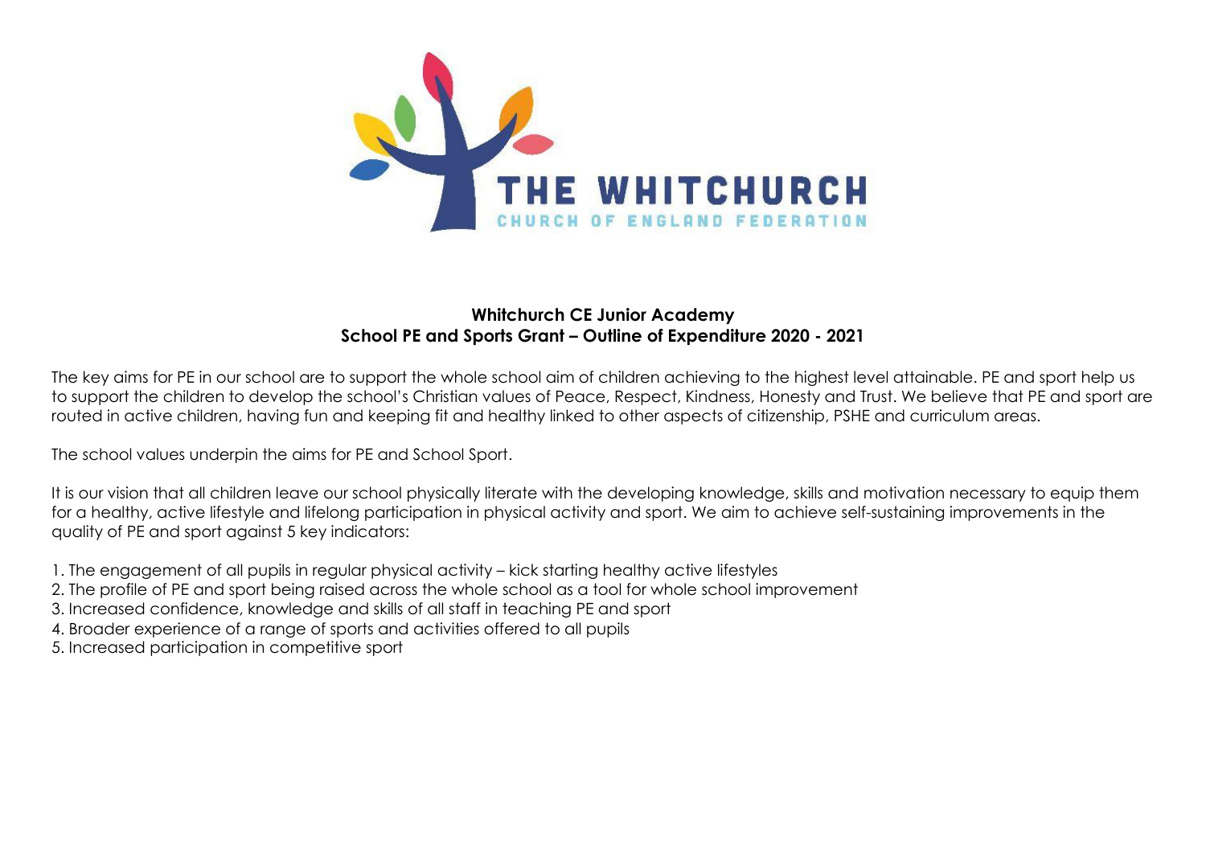THE WHITCHURCH
CHURCH OF ENGLAND FEDERATION

**Whitchurch CE Junior Academy**
**School PE and Sports Grant – Outline of Expenditure 2020 - 2021**

The key aims for PE in our school are to support the whole school aim of children achieving to the highest level attainable. PE and sport help us to support the children to develop the school's Christian values of Peace, Respect, Kindness, Honesty and Trust. We believe that PE and sport are routed in active children, having fun and keeping fit and healthy linked to other aspects of citizenship, PSHE and curriculum areas.

The school values underpin the aims for PE and School Sport.

It is our vision that all children leave our school physically literate with the developing knowledge, skills and motivation necessary to equip them for a healthy, active lifestyle and lifelong participation in physical activity and sport. We aim to achieve self-sustaining improvements in the quality of PE and sport against 5 key indicators:

1. The engagement of all pupils in regular physical activity – kick starting healthy active lifestyles
2. The profile of PE and sport being raised across the whole school as a tool for whole school improvement
3. Increased confidence, knowledge and skills of all staff in teaching PE and sport
4. Broader experience of a range of sports and activities offered to all pupils
5. Increased participation in competitive sport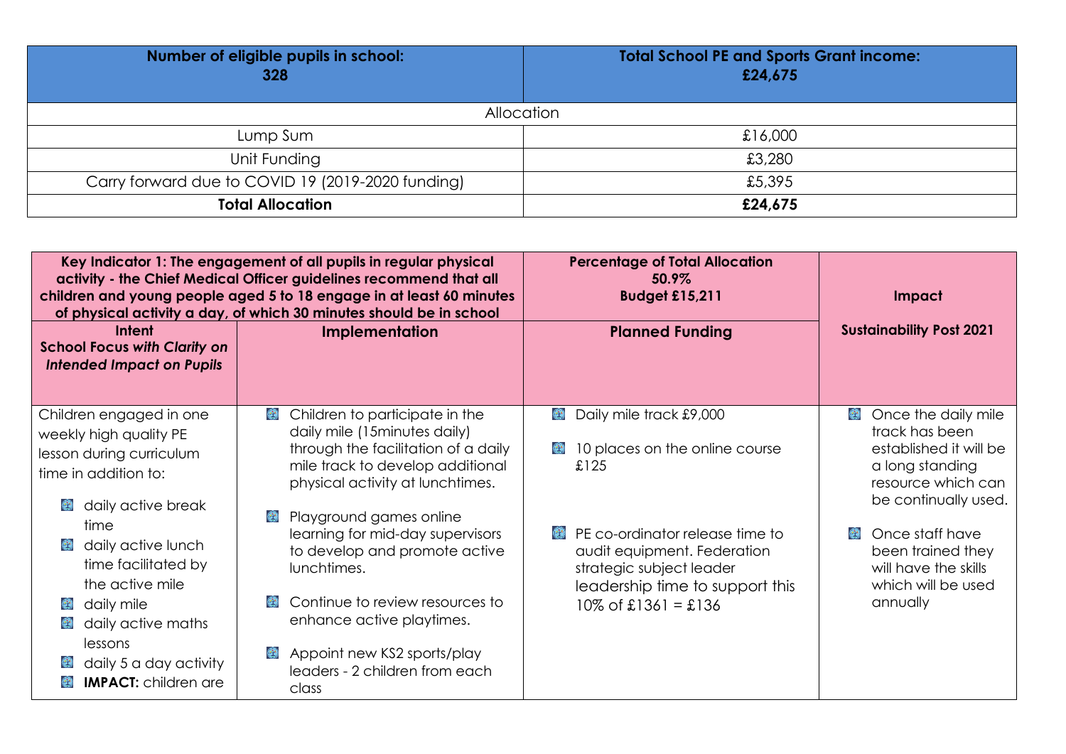| Number of eligible pupils in school: 328 | Total School PE and Sports Grant income: £24,675 |
|---|---|
| Allocation | |
| Lump Sum | £16,000 |
| Unit Funding | £3,280 |
| Carry forward due to COVID 19 (2019-2020 funding) | £5,395 |
| **Total Allocation** | **£24,675** |

| **Key Indicator 1: The engagement of all pupils in regular physical activity - the Chief Medical Officer guidelines recommend that all children and young people aged 5 to 18 engage in at least 60 minutes of physical activity a day, of which 30 minutes should be in school** | | **Percentage of Total Allocation 50.9% Budget £15,211** | **Impact** |
|---|---|---|---|
| **Intent** **School Focus *with Clarity on Intended Impact on Pupils*** | **Implementation** | **Planned Funding** | **Sustainability Post 2021** |
| Children engaged in one weekly high quality PE lesson during curriculum time in addition to:<br>- daily active break time<br>- daily active lunch time facilitated by the active mile<br>- daily mile<br>- daily active maths lessons<br>- daily 5 a day activity<br>- **IMPACT:** children are | - Children to participate in the daily mile (15minutes daily) through the facilitation of a daily mile track to develop additional physical activity at lunchtimes.<br>- Playground games online learning for mid-day supervisors to develop and promote active lunchtimes.<br>- Continue to review resources to enhance active playtimes.<br>- Appoint new KS2 sports/play leaders - 2 children from each class | - Daily mile track £9,000<br>- 10 places on the online course £125<br>- PE co-ordinator release time to audit equipment. Federation strategic subject leader leadership time to support this 10% of £1361 = £136 | - Once the daily mile track has been established it will be a long standing resource which can be continually used.<br>- Once staff have been trained they will have the skills which will be used annually |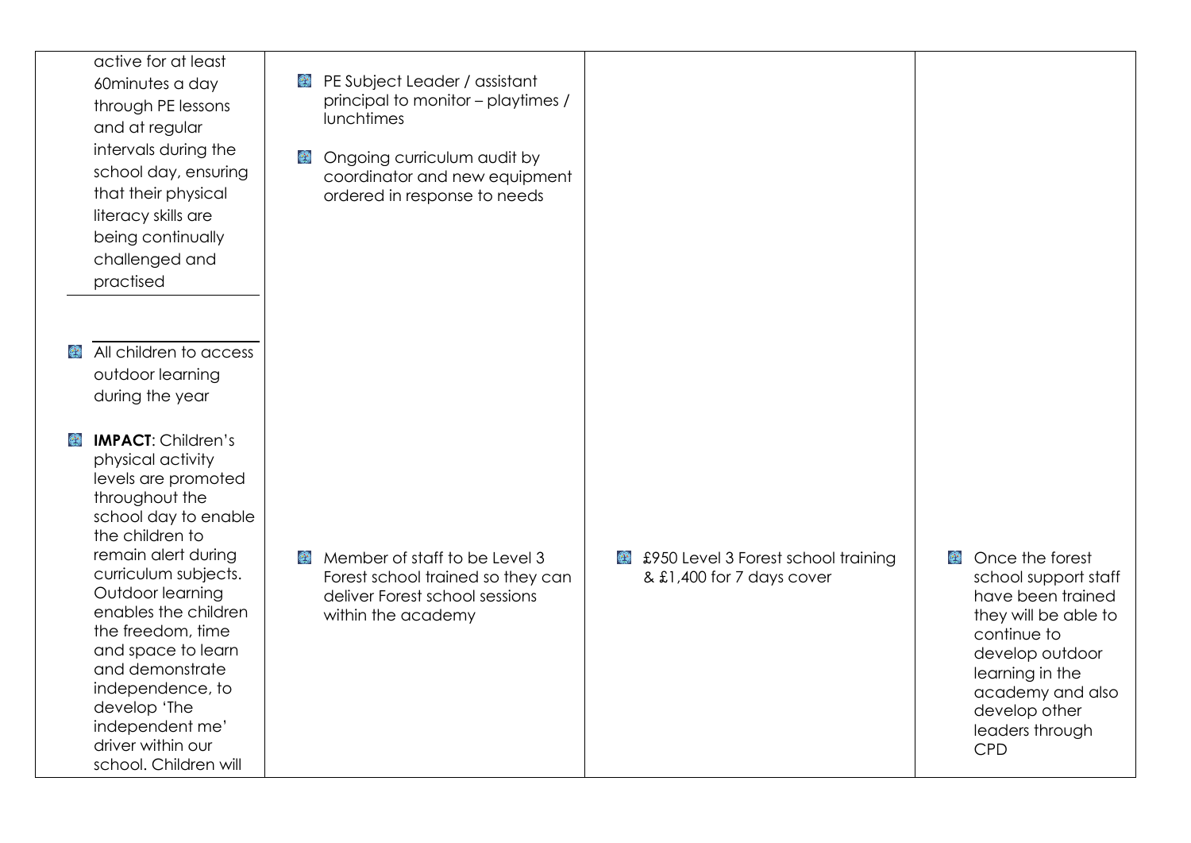| | | | |
|---|---|---|---|
| active for at least 60minutes a day through PE lessons and at regular intervals during the school day, ensuring that their physical literacy skills are being continually challenged and practised | - PE Subject Leader / assistant principal to monitor – playtimes / lunchtimes<br>- Ongoing curriculum audit by coordinator and new equipment ordered in response to needs | | |
| - All children to access outdoor learning during the year<br>- **IMPACT**: Children's physical activity levels are promoted throughout the school day to enable the children to remain alert during curriculum subjects. Outdoor learning enables the children the freedom, time and space to learn and demonstrate independence, to develop 'The independent me' driver within our school. Children will | - Member of staff to be Level 3 Forest school trained so they can deliver Forest school sessions within the academy | - £950 Level 3 Forest school training & £1,400 for 7 days cover | - Once the forest school support staff have been trained they will be able to continue to develop outdoor learning in the academy and also develop other leaders through CPD |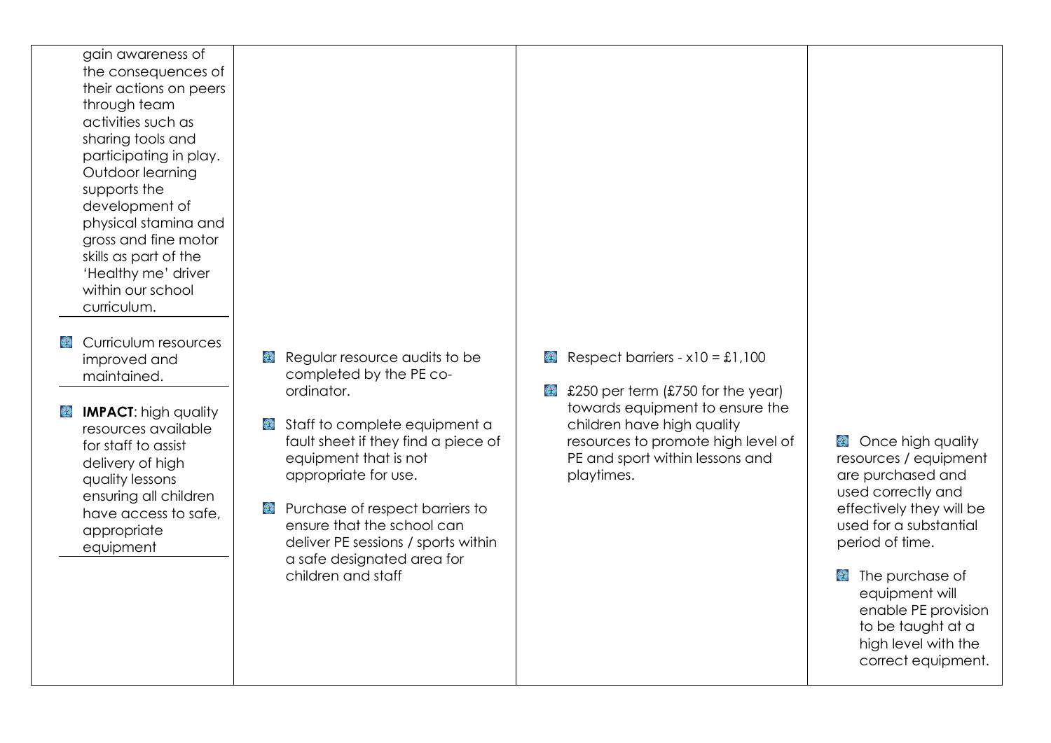| | | | |
|---|---|---|---|
| gain awareness of the consequences of their actions on peers through team activities such as sharing tools and participating in play. Outdoor learning supports the development of physical stamina and gross and fine motor skills as part of the 'Healthy me' driver within our school curriculum. | | | |
| - Curriculum resources improved and maintained.<br><br>- **IMPACT**: high quality resources available for staff to assist delivery of high quality lessons ensuring all children have access to safe, appropriate equipment | - Regular resource audits to be completed by the PE co-ordinator.<br><br>- Staff to complete equipment a fault sheet if they find a piece of equipment that is not appropriate for use.<br><br>- Purchase of respect barriers to ensure that the school can deliver PE sessions / sports within a safe designated area for children and staff | - Respect barriers - x10 = £1,100<br><br>- £250 per term (£750 for the year) towards equipment to ensure the children have high quality resources to promote high level of PE and sport within lessons and playtimes. | - Once high quality resources / equipment are purchased and used correctly and effectively they will be used for a substantial period of time.<br><br>- The purchase of equipment will enable PE provision to be taught at a high level with the correct equipment. |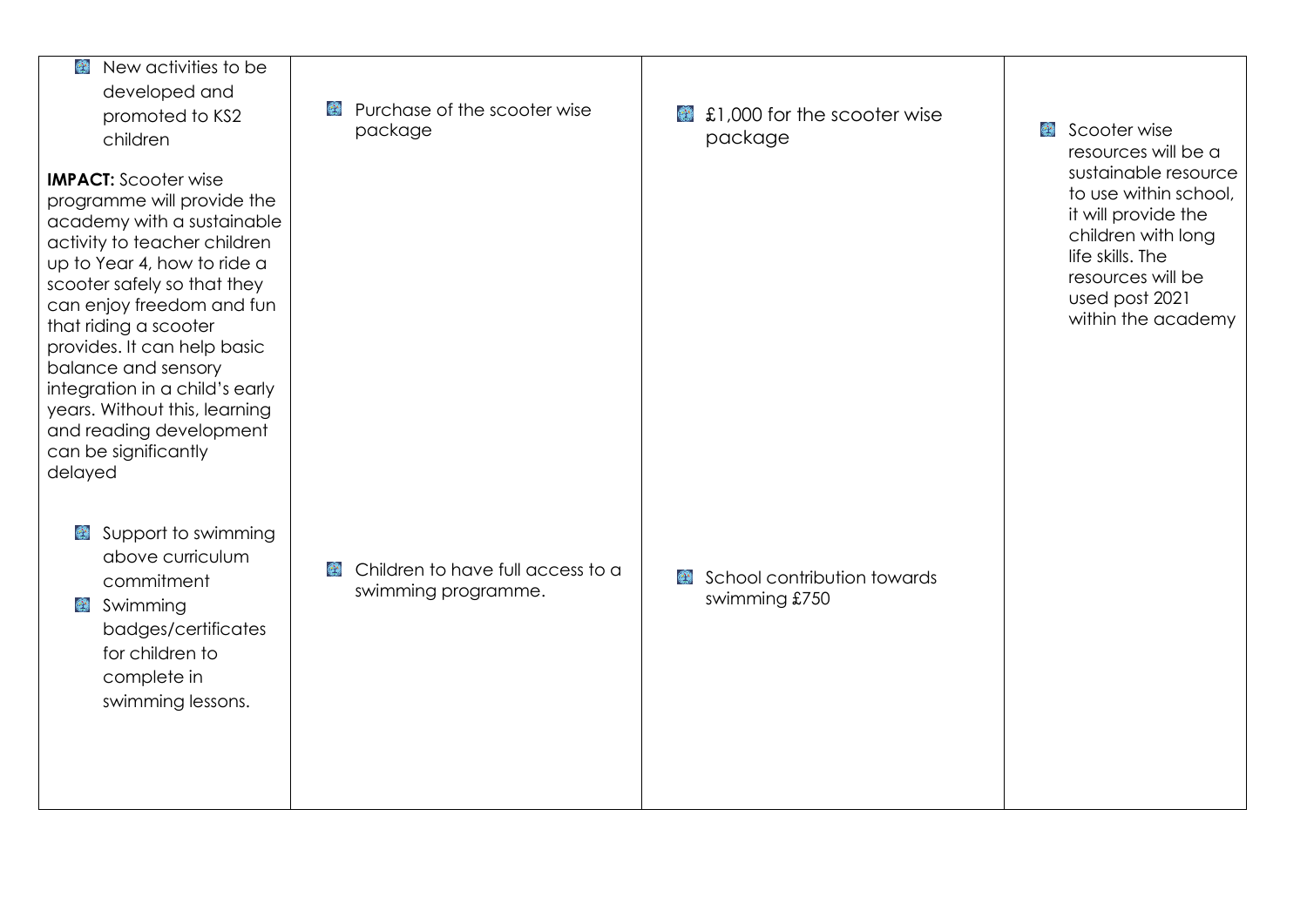| | | | |
|---|---|---|---|
| - New activities to be developed and promoted to KS2 children<br><br>**IMPACT:** Scooter wise programme will provide the academy with a sustainable activity to teacher children up to Year 4, how to ride a scooter safely so that they can enjoy freedom and fun that riding a scooter provides. It can help basic balance and sensory integration in a child's early years. Without this, learning and reading development can be significantly delayed | - Purchase of the scooter wise package | - £1,000 for the scooter wise package | - Scooter wise resources will be a sustainable resource to use within school, it will provide the children with long life skills. The resources will be used post 2021 within the academy |
| - Support to swimming above curriculum commitment<br>- Swimming badges/certificates for children to complete in swimming lessons. | - Children to have full access to a swimming programme. | - School contribution towards swimming £750 | |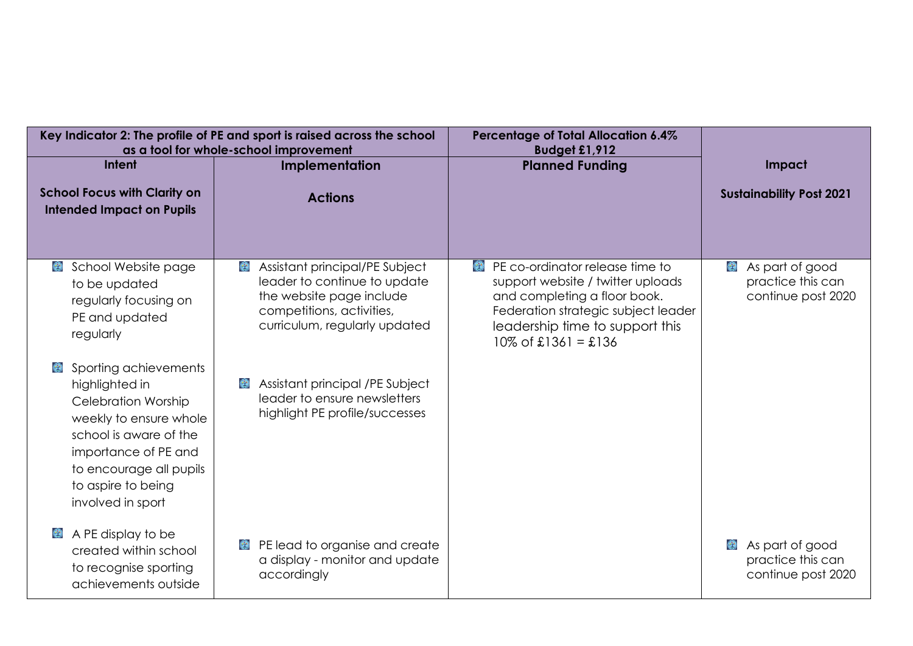| Key Indicator 2: The profile of PE and sport is raised across the school as a tool for whole-school improvement | | Percentage of Total Allocation 6.4% Budget £1,912 | |
|---|---|---|---|
| **Intent**<br><br>**School Focus with Clarity on Intended Impact on Pupils** | **Implementation**<br><br>**Actions** | **Planned Funding** | **Impact**<br><br>**Sustainability Post 2021** |
| - School Website page to be updated regularly focusing on PE and updated regularly<br><br>- Sporting achievements highlighted in Celebration Worship weekly to ensure whole school is aware of the importance of PE and to encourage all pupils to aspire to being involved in sport<br><br>- A PE display to be created within school to recognise sporting achievements outside | - Assistant principal/PE Subject leader to continue to update the website page include competitions, activities, curriculum, regularly updated<br><br>- Assistant principal /PE Subject leader to ensure newsletters highlight PE profile/successes<br><br>- PE lead to organise and create a display - monitor and update accordingly | - PE co-ordinator release time to support website / twitter uploads and completing a floor book. Federation strategic subject leader leadership time to support this 10% of £1361 = £136 | - As part of good practice this can continue post 2020<br><br>- As part of good practice this can continue post 2020 |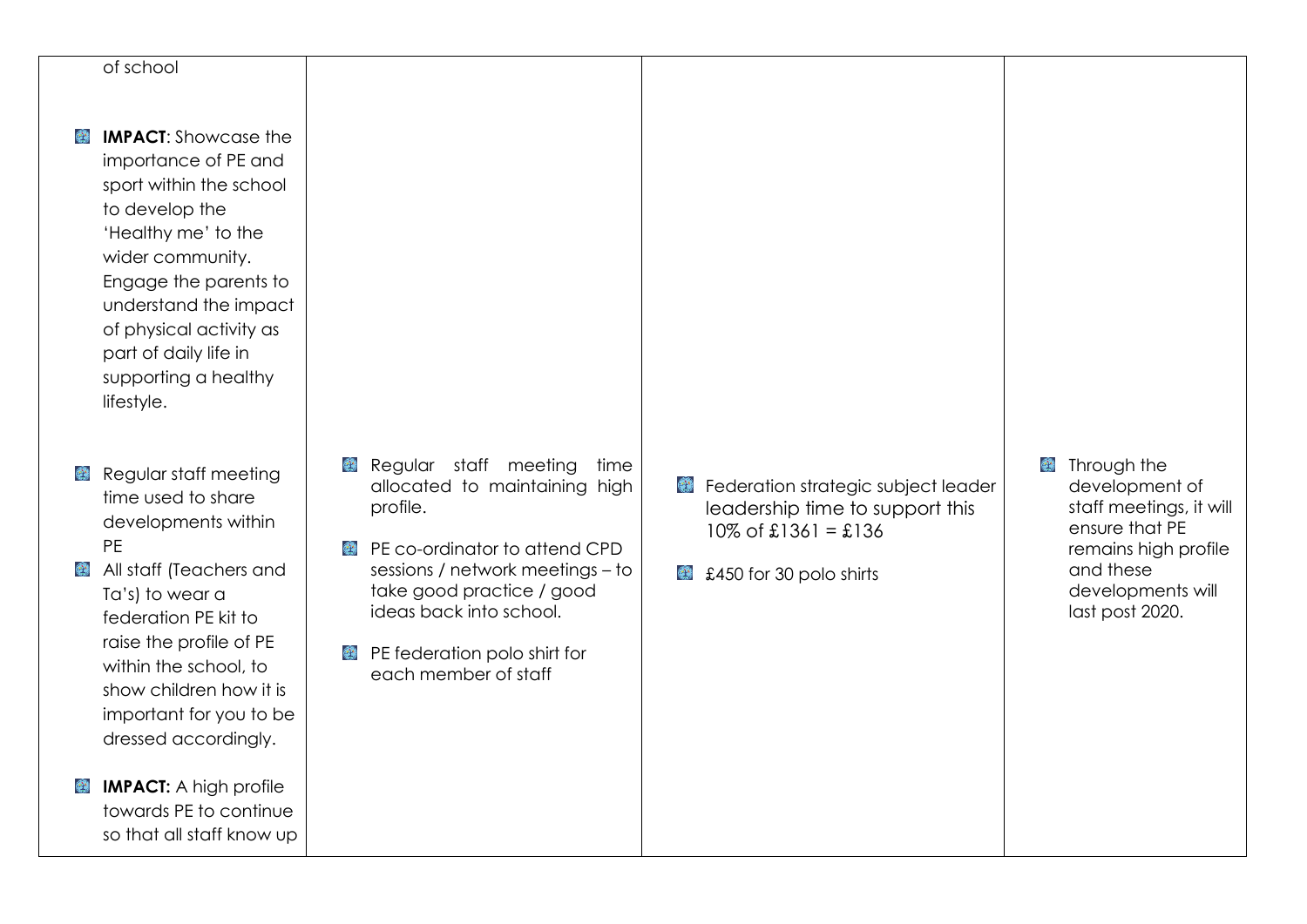| | | | |
|---|---|---|---|
| of school<br><br>- **IMPACT**: Showcase the importance of PE and sport within the school to develop the 'Healthy me' to the wider community. Engage the parents to understand the impact of physical activity as part of daily life in supporting a healthy lifestyle. | | | |
| - Regular staff meeting time used to share developments within PE<br>- All staff (Teachers and Ta's) to wear a federation PE kit to raise the profile of PE within the school, to show children how it is important for you to be dressed accordingly.<br><br>- **IMPACT:** A high profile towards PE to continue so that all staff know up | - Regular staff meeting time allocated to maintaining high profile.<br>- PE co-ordinator to attend CPD sessions / network meetings – to take good practice / good ideas back into school.<br>- PE federation polo shirt for each member of staff | - Federation strategic subject leader leadership time to support this 10% of £1361 = £136<br>- £450 for 30 polo shirts | - Through the development of staff meetings, it will ensure that PE remains high profile and these developments will last post 2020. |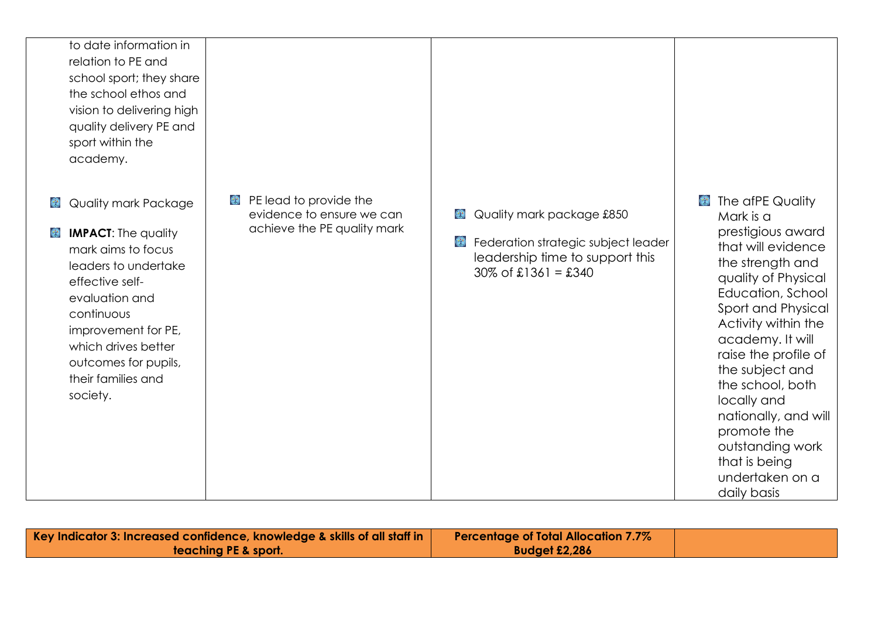| | | | |
|---|---|---|---|
| to date information in relation to PE and school sport; they share the school ethos and vision to delivering high quality delivery PE and sport within the academy.<br><br>- Quality mark Package<br>- **IMPACT**: The quality mark aims to focus leaders to undertake effective self-evaluation and continuous improvement for PE, which drives better outcomes for pupils, their families and society. | - PE lead to provide the evidence to ensure we can achieve the PE quality mark | - Quality mark package £850<br>- Federation strategic subject leader leadership time to support this 30% of £1361 = £340 | - The afPE Quality Mark is a prestigious award that will evidence the strength and quality of Physical Education, School Sport and Physical Activity within the academy. It will raise the profile of the subject and the school, both locally and nationally, and will promote the outstanding work that is being undertaken on a daily basis |

| **Key Indicator 3: Increased confidence, knowledge & skills of all staff in teaching PE & sport.** | **Percentage of Total Allocation 7.7%<br>Budget £2,286** | |
|---|---|---|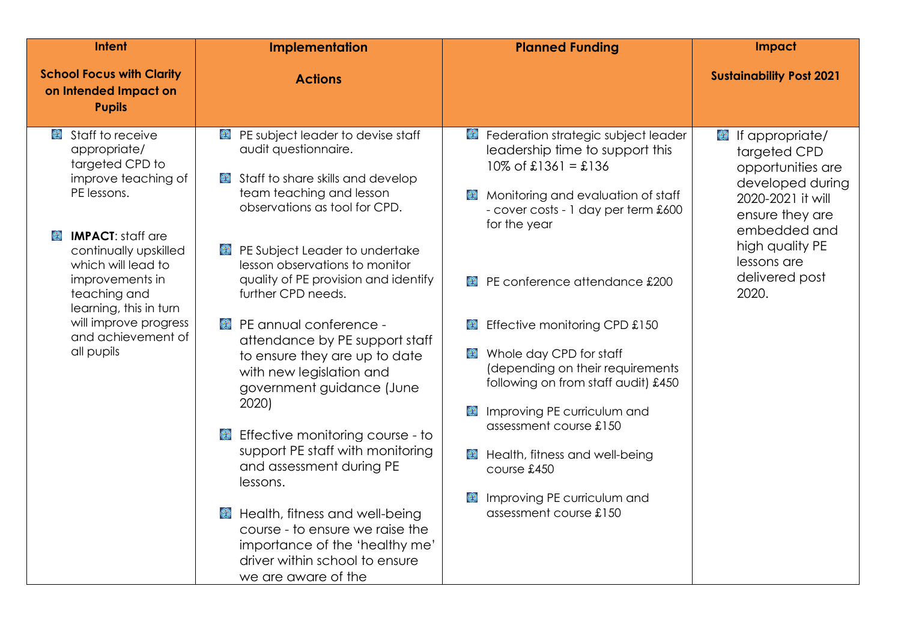| Intent<br><br>School Focus with Clarity on Intended Impact on Pupils | Implementation<br><br>Actions | Planned Funding | Impact<br><br>Sustainability Post 2021 |
|---|---|---|---|
| - Staff to receive appropriate/ targeted CPD to improve teaching of PE lessons.<br><br>- **IMPACT**: staff are continually upskilled which will lead to improvements in teaching and learning, this in turn will improve progress and achievement of all pupils | - PE subject leader to devise staff audit questionnaire.<br><br>- Staff to share skills and develop team teaching and lesson observations as tool for CPD.<br><br>- PE Subject Leader to undertake lesson observations to monitor quality of PE provision and identify further CPD needs.<br><br>- PE annual conference - attendance by PE support staff to ensure they are up to date with new legislation and government guidance (June 2020)<br><br>- Effective monitoring course - to support PE staff with monitoring and assessment during PE lessons.<br><br>- Health, fitness and well-being course - to ensure we raise the importance of the 'healthy me' driver within school to ensure we are aware of the | - Federation strategic subject leader leadership time to support this 10% of £1361 = £136<br><br>- Monitoring and evaluation of staff - cover costs - 1 day per term £600 for the year<br><br>- PE conference attendance £200<br><br>- Effective monitoring CPD £150<br><br>- Whole day CPD for staff (depending on their requirements following on from staff audit) £450<br><br>- Improving PE curriculum and assessment course £150<br><br>- Health, fitness and well-being course £450<br><br>- Improving PE curriculum and assessment course £150 | - If appropriate/ targeted CPD opportunities are developed during 2020-2021 it will ensure they are embedded and high quality PE lessons are delivered post 2020. |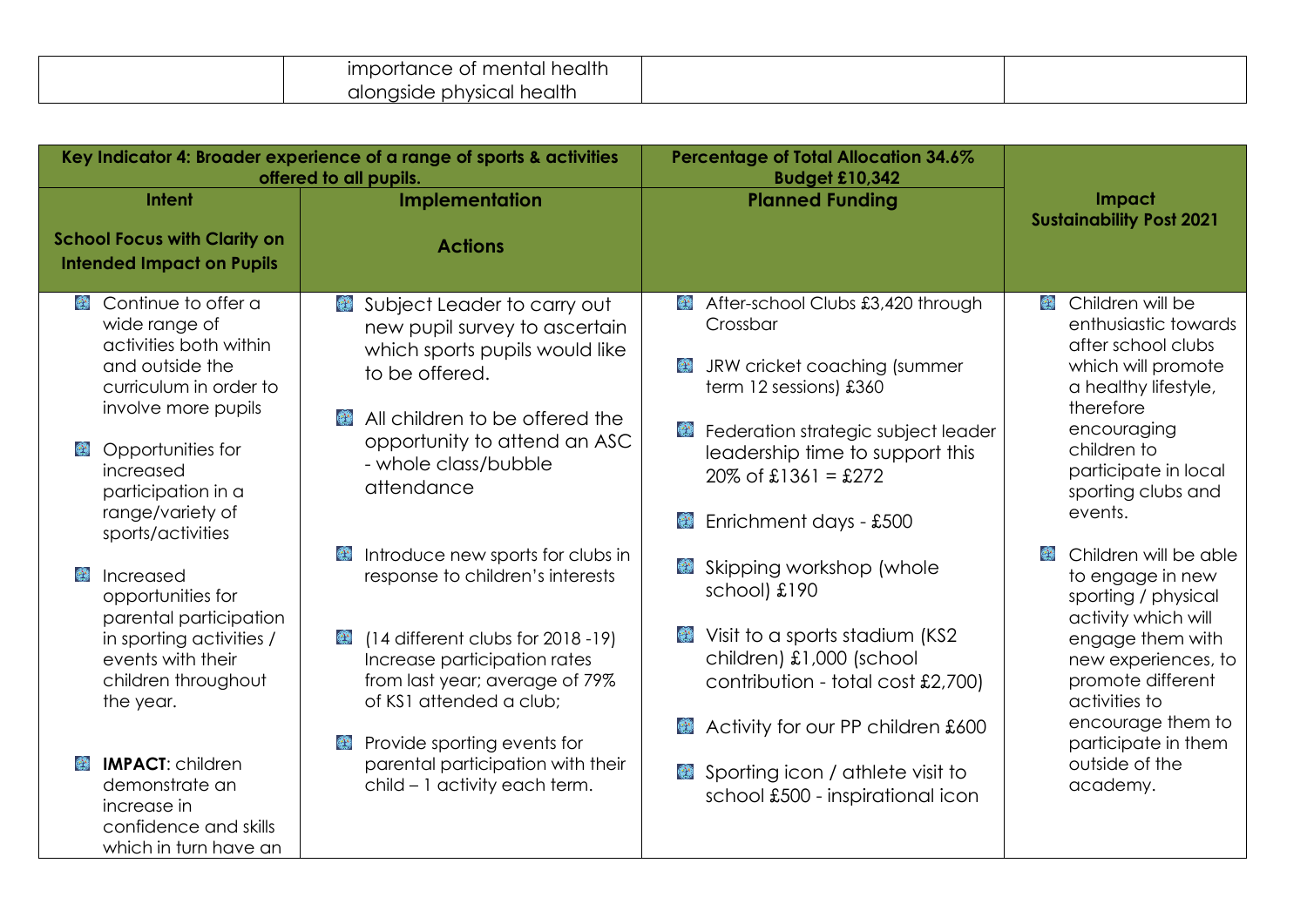| | importance of mental health alongside physical health | | |
|---|---|---|---|

| Key Indicator 4: Broader experience of a range of sports & activities offered to all pupils. | | Percentage of Total Allocation 34.6% Budget £10,342 | |
|---|---|---|---|
| **Intent**<br><br>**School Focus with Clarity on Intended Impact on Pupils** | **Implementation**<br><br>**Actions** | **Planned Funding** | **Impact**<br>**Sustainability Post 2021** |
| - Continue to offer a wide range of activities both within and outside the curriculum in order to involve more pupils<br>- Opportunities for increased participation in a range/variety of sports/activities<br>- Increased opportunities for parental participation in sporting activities / events with their children throughout the year.<br>- **IMPACT**: children demonstrate an increase in confidence and skills which in turn have an | - Subject Leader to carry out new pupil survey to ascertain which sports pupils would like to be offered.<br>- All children to be offered the opportunity to attend an ASC - whole class/bubble attendance<br>- Introduce new sports for clubs in response to children's interests<br>- (14 different clubs for 2018 -19) Increase participation rates from last year; average of 79% of KS1 attended a club;<br>- Provide sporting events for parental participation with their child – 1 activity each term. | - After-school Clubs £3,420 through Crossbar<br>- JRW cricket coaching (summer term 12 sessions) £360<br>- Federation strategic subject leader leadership time to support this 20% of £1361 = £272<br>- Enrichment days - £500<br>- Skipping workshop (whole school) £190<br>- Visit to a sports stadium (KS2 children) £1,000 (school contribution - total cost £2,700)<br>- Activity for our PP children £600<br>- Sporting icon / athlete visit to school £500 - inspirational icon | - Children will be enthusiastic towards after school clubs which will promote a healthy lifestyle, therefore encouraging children to participate in local sporting clubs and events.<br>- Children will be able to engage in new sporting / physical activity which will engage them with new experiences, to promote different activities to encourage them to participate in them outside of the academy. |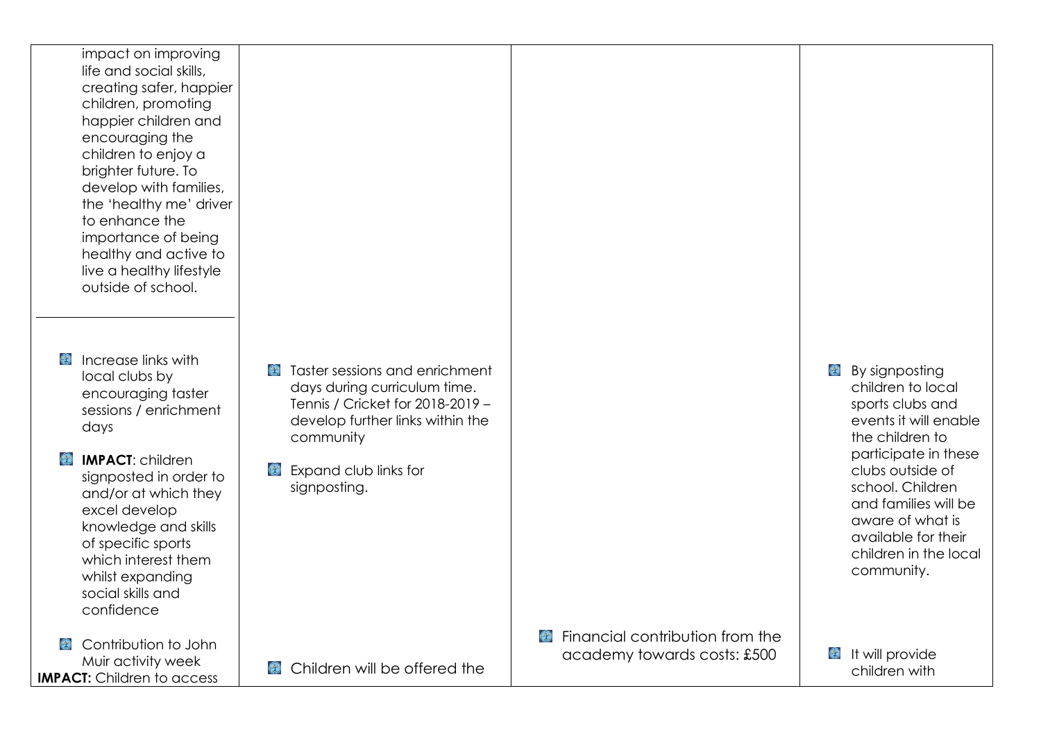| | | | |
|---|---|---|---|
| impact on improving life and social skills, creating safer, happier children, promoting happier children and encouraging the children to enjoy a brighter future. To develop with families, the 'healthy me' driver to enhance the importance of being healthy and active to live a healthy lifestyle outside of school. | | | |
| - Increase links with local clubs by encouraging taster sessions / enrichment days<br>- **IMPACT**: children signposted in order to and/or at which they excel develop knowledge and skills of specific sports which interest them whilst expanding social skills and confidence | - Taster sessions and enrichment days during curriculum time. Tennis / Cricket for 2018-2019 – develop further links within the community<br>- Expand club links for signposting. | | - By signposting children to local sports clubs and events it will enable the children to participate in these clubs outside of school. Children and families will be aware of what is available for their children in the local community. |
| - Contribution to John Muir activity week<br>**IMPACT:** Children to access | - Children will be offered the | - Financial contribution from the academy towards costs: £500 | - It will provide children with |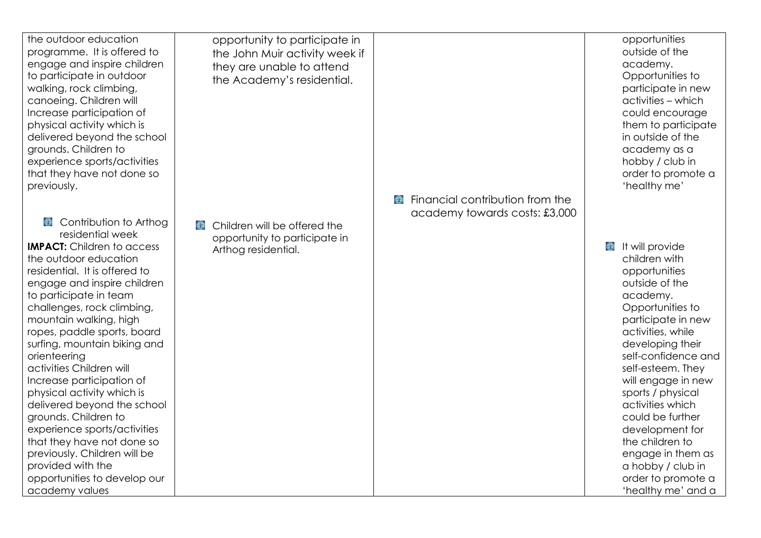| | | | |
|---|---|---|---|
| the outdoor education programme. It is offered to engage and inspire children to participate in outdoor walking, rock climbing, canoeing. Children will Increase participation of physical activity which is delivered beyond the school grounds. Children to experience sports/activities that they have not done so previously. | opportunity to participate in the John Muir activity week if they are unable to attend the Academy's residential. | | opportunities outside of the academy. Opportunities to participate in new activities – which could encourage them to participate in outside of the academy as a hobby / club in order to promote a 'healthy me' |
| - Contribution to Arthog residential week<br>**IMPACT:** Children to access the outdoor education residential. It is offered to engage and inspire children to participate in team challenges, rock climbing, mountain walking, high ropes, paddle sports, board surfing, mountain biking and orienteering activities Children will Increase participation of physical activity which is delivered beyond the school grounds. Children to experience sports/activities that they have not done so previously. Children will be provided with the opportunities to develop our academy values | - Children will be offered the opportunity to participate in Arthog residential. | - Financial contribution from the academy towards costs: £3,000 | - It will provide children with opportunities outside of the academy. Opportunities to participate in new activities, while developing their self-confidence and self-esteem. They will engage in new sports / physical activities which could be further development for the children to engage in them as a hobby / club in order to promote a 'healthy me' and a |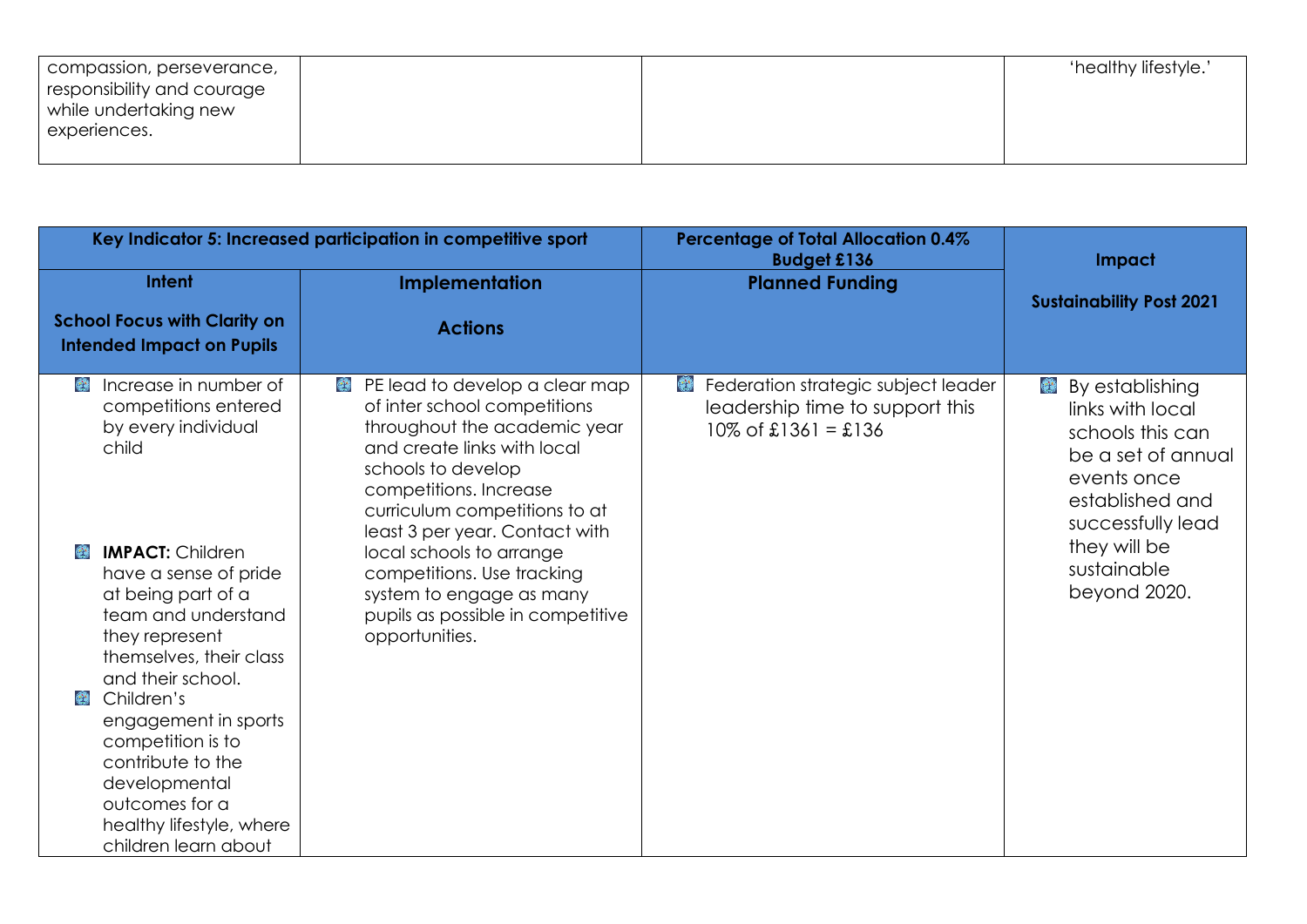| | | | |
|---|---|---|---|
| compassion, perseverance, responsibility and courage while undertaking new experiences. | | | 'healthy lifestyle.' |

| Key Indicator 5: Increased participation in competitive sport | | Percentage of Total Allocation 0.4% Budget £136 | Impact |
|---|---|---|---|
| **Intent**<br><br>**School Focus with Clarity on Intended Impact on Pupils** | **Implementation**<br><br>**Actions** | **Planned Funding** | **Sustainability Post 2021** |
| - Increase in number of competitions entered by every individual child<br>- **IMPACT:** Children have a sense of pride at being part of a team and understand they represent themselves, their class and their school.<br>- Children's engagement in sports competition is to contribute to the developmental outcomes for a healthy lifestyle, where children learn about | - PE lead to develop a clear map of inter school competitions throughout the academic year and create links with local schools to develop competitions. Increase curriculum competitions to at least 3 per year. Contact with local schools to arrange competitions. Use tracking system to engage as many pupils as possible in competitive opportunities. | - Federation strategic subject leader leadership time to support this 10% of £1361 = £136 | - By establishing links with local schools this can be a set of annual events once established and successfully lead they will be sustainable beyond 2020. |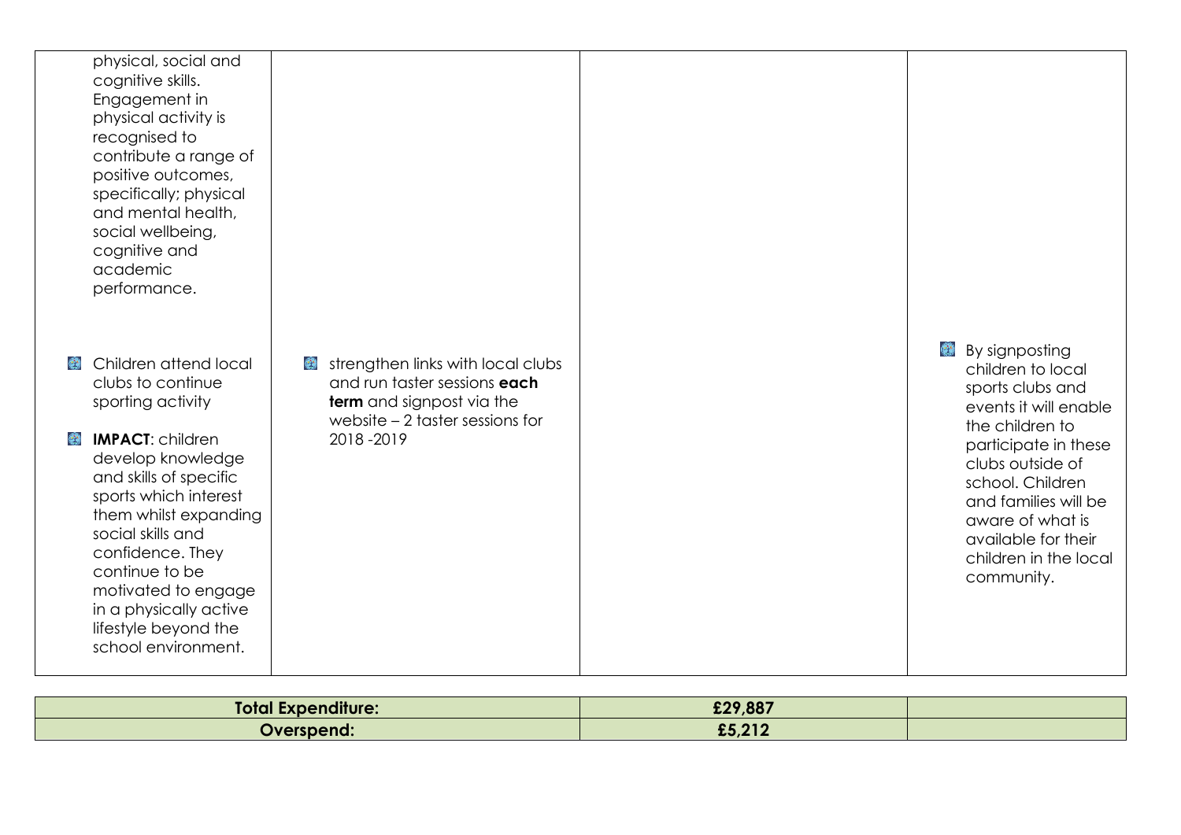| | | | |
|---|---|---|---|
| physical, social and cognitive skills. Engagement in physical activity is recognised to contribute a range of positive outcomes, specifically; physical and mental health, social wellbeing, cognitive and academic performance.<br><br>- Children attend local clubs to continue sporting activity<br>- **IMPACT**: children develop knowledge and skills of specific sports which interest them whilst expanding social skills and confidence. They continue to be motivated to engage in a physically active lifestyle beyond the school environment. | - strengthen links with local clubs and run taster sessions **each term** and signpost via the website – 2 taster sessions for 2018 -2019 | | - By signposting children to local sports clubs and events it will enable the children to participate in these clubs outside of school. Children and families will be aware of what is available for their children in the local community. |

| | | |
|---|---|---|
| **Total Expenditure:** | **£29,887** | |
| **Overspend:** | **£5,212** | |